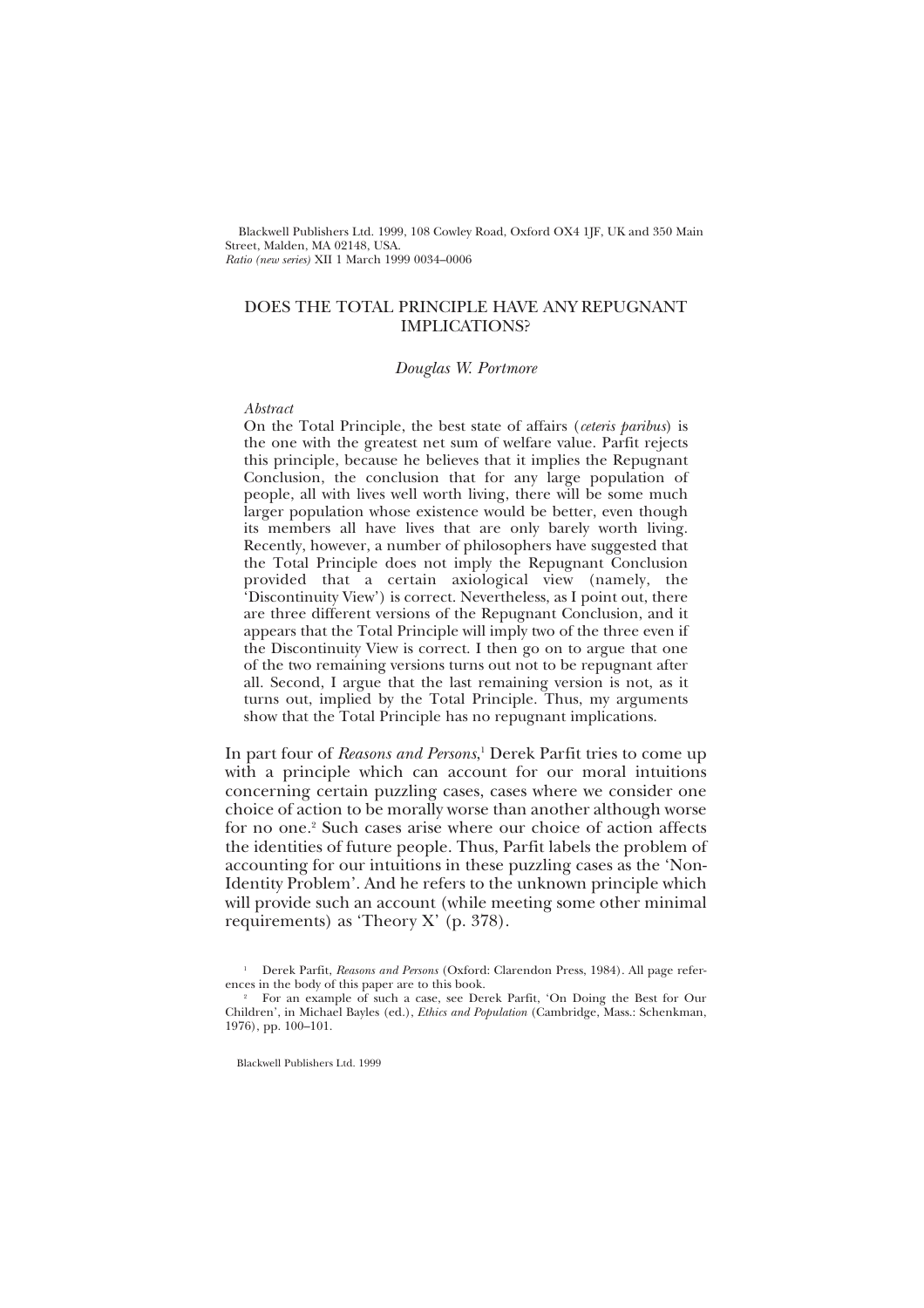Blackwell Publishers Ltd. 1999, 108 Cowley Road, Oxford OX4 1JF, UK and 350 Main Street, Malden, MA 02148, USA.
*Ratio (new series)* XII 1 March 1999 0034–0006

# DOES THE TOTAL PRINCIPLE HAVE ANY REPUGNANT IMPLICATIONS?

*Douglas W. Portmore*

*Abstract*

On the Total Principle, the best state of affairs (*ceteris paribus*) is the one with the greatest net sum of welfare value. Parfit rejects this principle, because he believes that it implies the Repugnant Conclusion, the conclusion that for any large population of people, all with lives well worth living, there will be some much larger population whose existence would be better, even though its members all have lives that are only barely worth living. Recently, however, a number of philosophers have suggested that the Total Principle does not imply the Repugnant Conclusion provided that a certain axiological view (namely, the 'Discontinuity View') is correct. Nevertheless, as I point out, there are three different versions of the Repugnant Conclusion, and it appears that the Total Principle will imply two of the three even if the Discontinuity View is correct. I then go on to argue that one of the two remaining versions turns out not to be repugnant after all. Second, I argue that the last remaining version is not, as it turns out, implied by the Total Principle. Thus, my arguments show that the Total Principle has no repugnant implications.

In part four of *Reasons and Persons*,[1] Derek Parfit tries to come up with a principle which can account for our moral intuitions concerning certain puzzling cases, cases where we consider one choice of action to be morally worse than another although worse for no one.[2] Such cases arise where our choice of action affects the identities of future people. Thus, Parfit labels the problem of accounting for our intuitions in these puzzling cases as the 'Non-Identity Problem'. And he refers to the unknown principle which will provide such an account (while meeting some other minimal requirements) as 'Theory X' (p. 378).

[1] Derek Parfit, *Reasons and Persons* (Oxford: Clarendon Press, 1984). All page references in the body of this paper are to this book.

[2] For an example of such a case, see Derek Parfit, 'On Doing the Best for Our Children', in Michael Bayles (ed.), *Ethics and Population* (Cambridge, Mass.: Schenkman, 1976), pp. 100–101.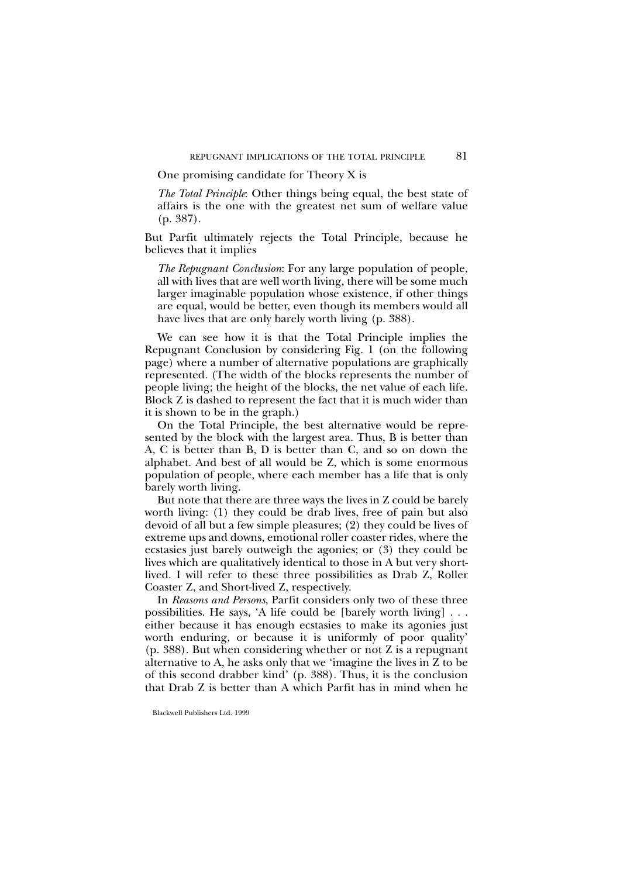One promising candidate for Theory X is

> *The Total Principle*: Other things being equal, the best state of affairs is the one with the greatest net sum of welfare value (p. 387).

But Parfit ultimately rejects the Total Principle, because he believes that it implies

> *The Repugnant Conclusion*: For any large population of people, all with lives that are well worth living, there will be some much larger imaginable population whose existence, if other things are equal, would be better, even though its members would all have lives that are only barely worth living (p. 388).

We can see how it is that the Total Principle implies the Repugnant Conclusion by considering Fig. 1 (on the following page) where a number of alternative populations are graphically represented. (The width of the blocks represents the number of people living; the height of the blocks, the net value of each life. Block Z is dashed to represent the fact that it is much wider than it is shown to be in the graph.)

On the Total Principle, the best alternative would be represented by the block with the largest area. Thus, B is better than A, C is better than B, D is better than C, and so on down the alphabet. And best of all would be Z, which is some enormous population of people, where each member has a life that is only barely worth living.

But note that there are three ways the lives in Z could be barely worth living: (1) they could be drab lives, free of pain but also devoid of all but a few simple pleasures; (2) they could be lives of extreme ups and downs, emotional roller coaster rides, where the ecstasies just barely outweigh the agonies; or (3) they could be lives which are qualitatively identical to those in A but very short-lived. I will refer to these three possibilities as Drab Z, Roller Coaster Z, and Short-lived Z, respectively.

In *Reasons and Persons*, Parfit considers only two of these three possibilities. He says, 'A life could be [barely worth living] . . . either because it has enough ecstasies to make its agonies just worth enduring, or because it is uniformly of poor quality' (p. 388). But when considering whether or not Z is a repugnant alternative to A, he asks only that we 'imagine the lives in Z to be of this second drabber kind' (p. 388). Thus, it is the conclusion that Drab Z is better than A which Parfit has in mind when he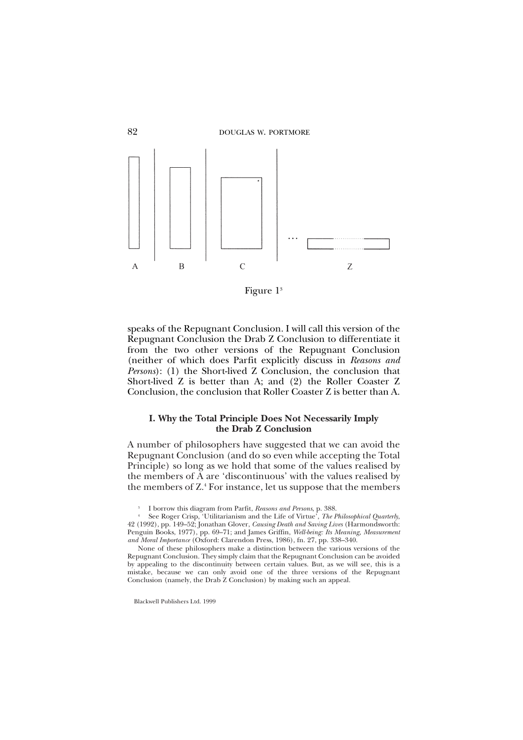A B C Z

Figure 1[3]

speaks of the Repugnant Conclusion. I will call this version of the Repugnant Conclusion the Drab Z Conclusion to differentiate it from the two other versions of the Repugnant Conclusion (neither of which does Parfit explicitly discuss in *Reasons and Persons*): (1) the Short-lived Z Conclusion, the conclusion that Short-lived Z is better than A; and (2) the Roller Coaster Z Conclusion, the conclusion that Roller Coaster Z is better than A.

### I. Why the Total Principle Does Not Necessarily Imply the Drab Z Conclusion

A number of philosophers have suggested that we can avoid the Repugnant Conclusion (and do so even while accepting the Total Principle) so long as we hold that some of the values realised by the members of A are 'discontinuous' with the values realised by the members of Z.[4] For instance, let us suppose that the members

[3] I borrow this diagram from Parfit, *Reasons and Persons*, p. 388.

[4] See Roger Crisp, 'Utilitarianism and the Life of Virtue', *The Philosophical Quarterly*, 42 (1992), pp. 149–52; Jonathan Glover, *Causing Death and Saving Lives* (Harmondsworth: Penguin Books, 1977), pp. 69–71; and James Griffin, *Well-being: Its Meaning, Measurement and Moral Importance* (Oxford: Clarendon Press, 1986), fn. 27, pp. 338–340.

None of these philosophers make a distinction between the various versions of the Repugnant Conclusion. They simply claim that the Repugnant Conclusion can be avoided by appealing to the discontinuity between certain values. But, as we will see, this is a mistake, because we can only avoid one of the three versions of the Repugnant Conclusion (namely, the Drab Z Conclusion) by making such an appeal.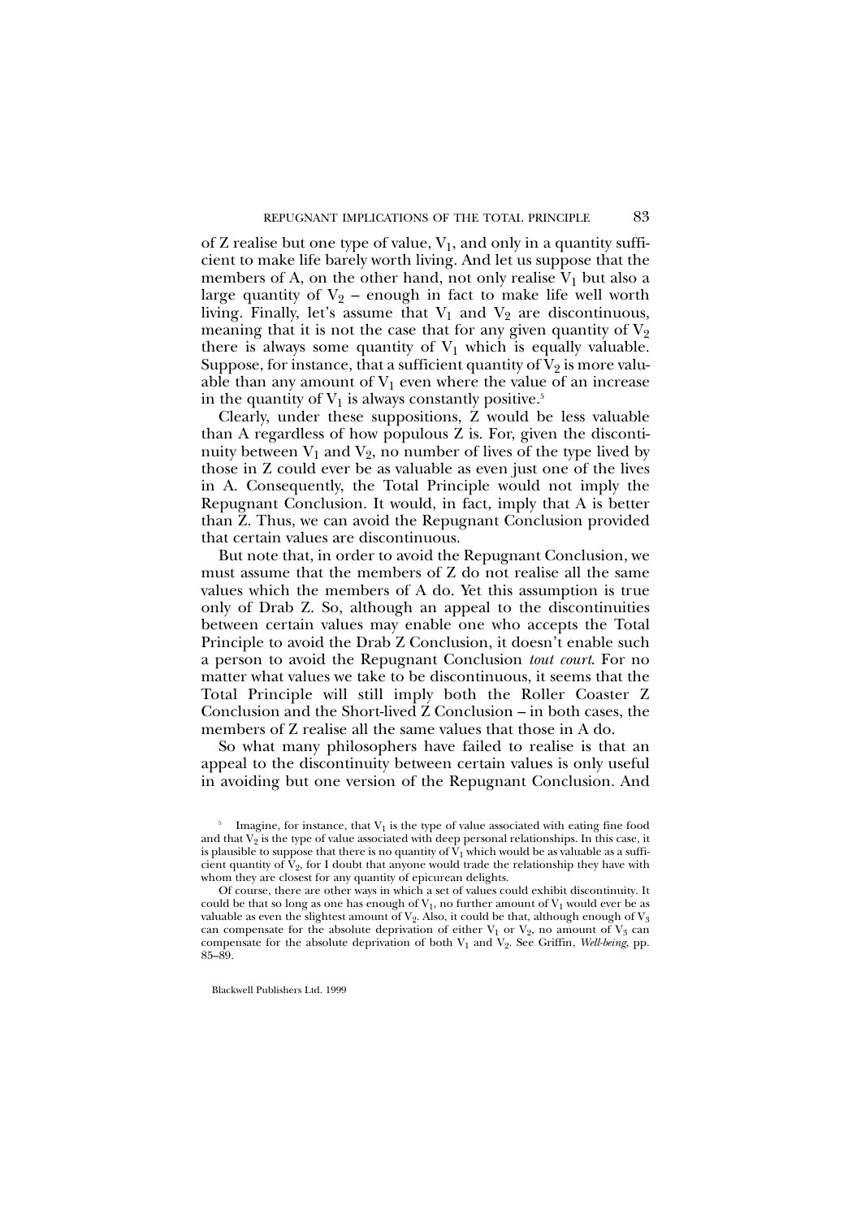of Z realise but one type of value, $V_1$, and only in a quantity sufficient to make life barely worth living. And let us suppose that the members of A, on the other hand, not only realise $V_1$ but also a large quantity of $V_2$ – enough in fact to make life well worth living. Finally, let's assume that $V_1$ and $V_2$ are discontinuous, meaning that it is not the case that for any given quantity of $V_2$ there is always some quantity of $V_1$ which is equally valuable. Suppose, for instance, that a sufficient quantity of $V_2$ is more valuable than any amount of $V_1$ even where the value of an increase in the quantity of $V_1$ is always constantly positive.[5]

Clearly, under these suppositions, Z would be less valuable than A regardless of how populous Z is. For, given the discontinuity between $V_1$ and $V_2$, no number of lives of the type lived by those in Z could ever be as valuable as even just one of the lives in A. Consequently, the Total Principle would not imply the Repugnant Conclusion. It would, in fact, imply that A is better than Z. Thus, we can avoid the Repugnant Conclusion provided that certain values are discontinuous.

But note that, in order to avoid the Repugnant Conclusion, we must assume that the members of Z do not realise all the same values which the members of A do. Yet this assumption is true only of Drab Z. So, although an appeal to the discontinuities between certain values may enable one who accepts the Total Principle to avoid the Drab Z Conclusion, it doesn't enable such a person to avoid the Repugnant Conclusion *tout court*. For no matter what values we take to be discontinuous, it seems that the Total Principle will still imply both the Roller Coaster Z Conclusion and the Short-lived Z Conclusion – in both cases, the members of Z realise all the same values that those in A do.

So what many philosophers have failed to realise is that an appeal to the discontinuity between certain values is only useful in avoiding but one version of the Repugnant Conclusion. And

[5] Imagine, for instance, that $V_1$ is the type of value associated with eating fine food and that $V_2$ is the type of value associated with deep personal relationships. In this case, it is plausible to suppose that there is no quantity of $V_1$ which would be as valuable as a sufficient quantity of $V_2$, for I doubt that anyone would trade the relationship they have with whom they are closest for any quantity of epicurean delights.

Of course, there are other ways in which a set of values could exhibit discontinuity. It could be that so long as one has enough of $V_1$, no further amount of $V_1$ would ever be as valuable as even the slightest amount of $V_2$. Also, it could be that, although enough of $V_3$ can compensate for the absolute deprivation of either $V_1$ or $V_2$, no amount of $V_3$ can compensate for the absolute deprivation of both $V_1$ and $V_2$. See Griffin, *Well-being*, pp. 85–89.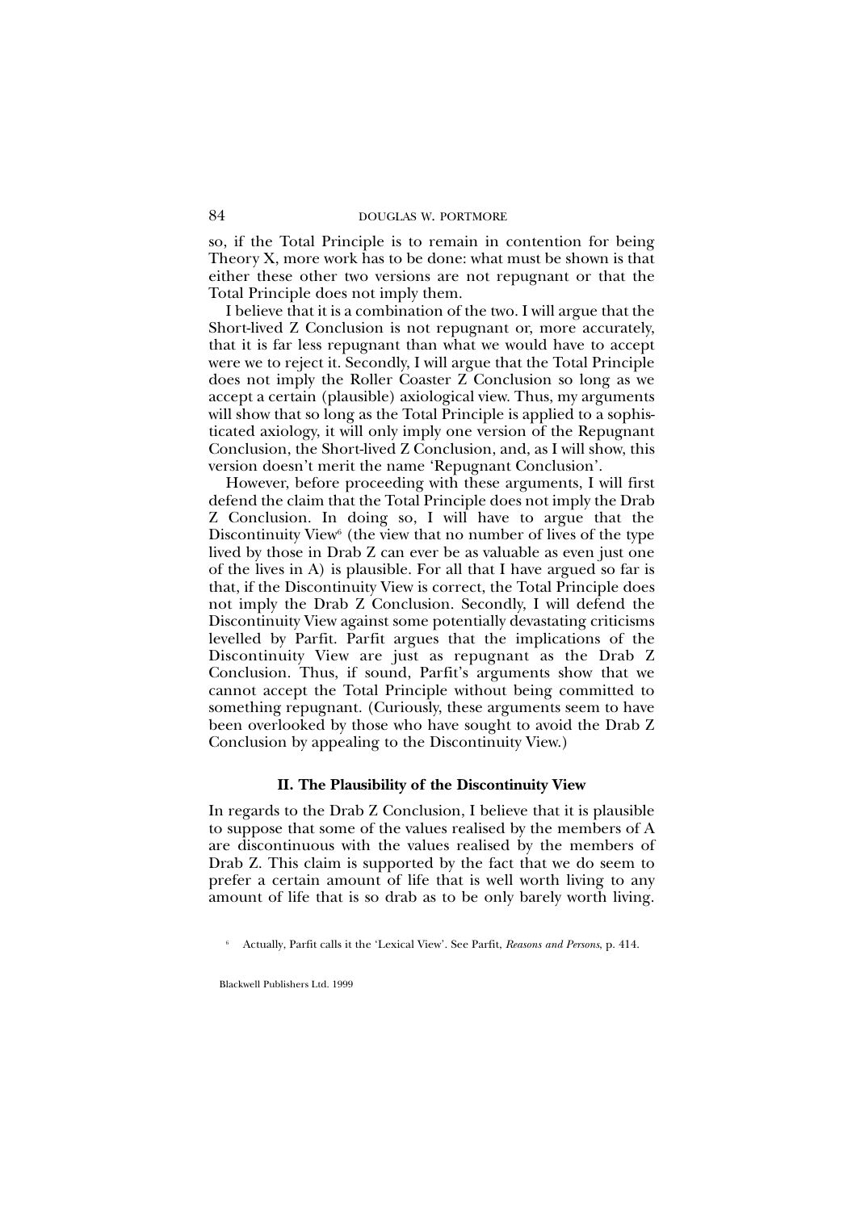so, if the Total Principle is to remain in contention for being Theory X, more work has to be done: what must be shown is that either these other two versions are not repugnant or that the Total Principle does not imply them.

I believe that it is a combination of the two. I will argue that the Short-lived Z Conclusion is not repugnant or, more accurately, that it is far less repugnant than what we would have to accept were we to reject it. Secondly, I will argue that the Total Principle does not imply the Roller Coaster Z Conclusion so long as we accept a certain (plausible) axiological view. Thus, my arguments will show that so long as the Total Principle is applied to a sophisticated axiology, it will only imply one version of the Repugnant Conclusion, the Short-lived Z Conclusion, and, as I will show, this version doesn't merit the name 'Repugnant Conclusion'.

However, before proceeding with these arguments, I will first defend the claim that the Total Principle does not imply the Drab Z Conclusion. In doing so, I will have to argue that the Discontinuity View[6] (the view that no number of lives of the type lived by those in Drab Z can ever be as valuable as even just one of the lives in A) is plausible. For all that I have argued so far is that, if the Discontinuity View is correct, the Total Principle does not imply the Drab Z Conclusion. Secondly, I will defend the Discontinuity View against some potentially devastating criticisms levelled by Parfit. Parfit argues that the implications of the Discontinuity View are just as repugnant as the Drab Z Conclusion. Thus, if sound, Parfit's arguments show that we cannot accept the Total Principle without being committed to something repugnant. (Curiously, these arguments seem to have been overlooked by those who have sought to avoid the Drab Z Conclusion by appealing to the Discontinuity View.)

## II. The Plausibility of the Discontinuity View

In regards to the Drab Z Conclusion, I believe that it is plausible to suppose that some of the values realised by the members of A are discontinuous with the values realised by the members of Drab Z. This claim is supported by the fact that we do seem to prefer a certain amount of life that is well worth living to any amount of life that is so drab as to be only barely worth living.

[6] Actually, Parfit calls it the 'Lexical View'. See Parfit, *Reasons and Persons*, p. 414.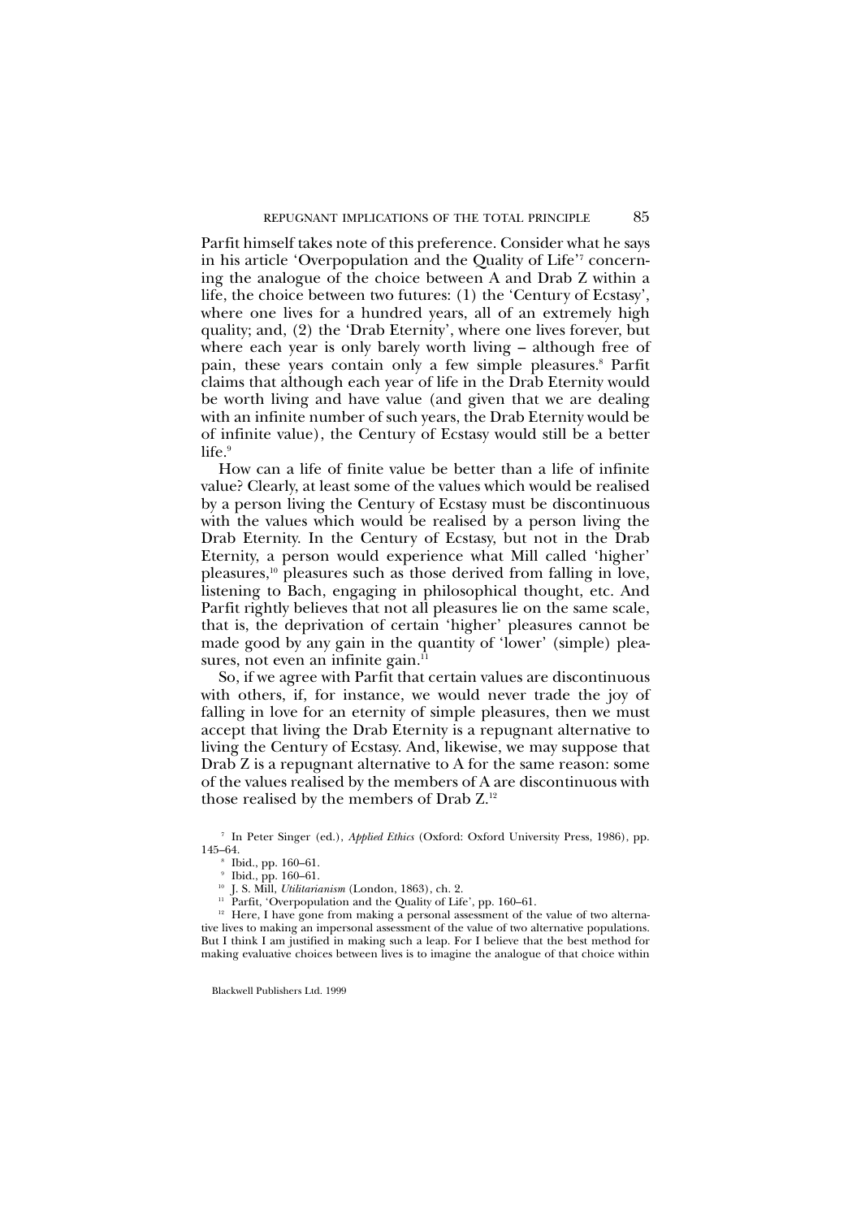Parfit himself takes note of this preference. Consider what he says in his article 'Overpopulation and the Quality of Life'[7] concerning the analogue of the choice between A and Drab Z within a life, the choice between two futures: (1) the 'Century of Ecstasy', where one lives for a hundred years, all of an extremely high quality; and, (2) the 'Drab Eternity', where one lives forever, but where each year is only barely worth living – although free of pain, these years contain only a few simple pleasures.[8] Parfit claims that although each year of life in the Drab Eternity would be worth living and have value (and given that we are dealing with an infinite number of such years, the Drab Eternity would be of infinite value), the Century of Ecstasy would still be a better life.[9]

How can a life of finite value be better than a life of infinite value? Clearly, at least some of the values which would be realised by a person living the Century of Ecstasy must be discontinuous with the values which would be realised by a person living the Drab Eternity. In the Century of Ecstasy, but not in the Drab Eternity, a person would experience what Mill called 'higher' pleasures,[10] pleasures such as those derived from falling in love, listening to Bach, engaging in philosophical thought, etc. And Parfit rightly believes that not all pleasures lie on the same scale, that is, the deprivation of certain 'higher' pleasures cannot be made good by any gain in the quantity of 'lower' (simple) pleasures, not even an infinite gain.[11]

So, if we agree with Parfit that certain values are discontinuous with others, if, for instance, we would never trade the joy of falling in love for an eternity of simple pleasures, then we must accept that living the Drab Eternity is a repugnant alternative to living the Century of Ecstasy. And, likewise, we may suppose that Drab Z is a repugnant alternative to A for the same reason: some of the values realised by the members of A are discontinuous with those realised by the members of Drab Z.[12]

---

[7] In Peter Singer (ed.), *Applied Ethics* (Oxford: Oxford University Press, 1986), pp. 145–64.

[8] Ibid., pp. 160–61.

[9] Ibid., pp. 160–61.

[10] J. S. Mill, *Utilitarianism* (London, 1863), ch. 2.

[11] Parfit, 'Overpopulation and the Quality of Life', pp. 160–61.

[12] Here, I have gone from making a personal assessment of the value of two alternative lives to making an impersonal assessment of the value of two alternative populations. But I think I am justified in making such a leap. For I believe that the best method for making evaluative choices between lives is to imagine the analogue of that choice within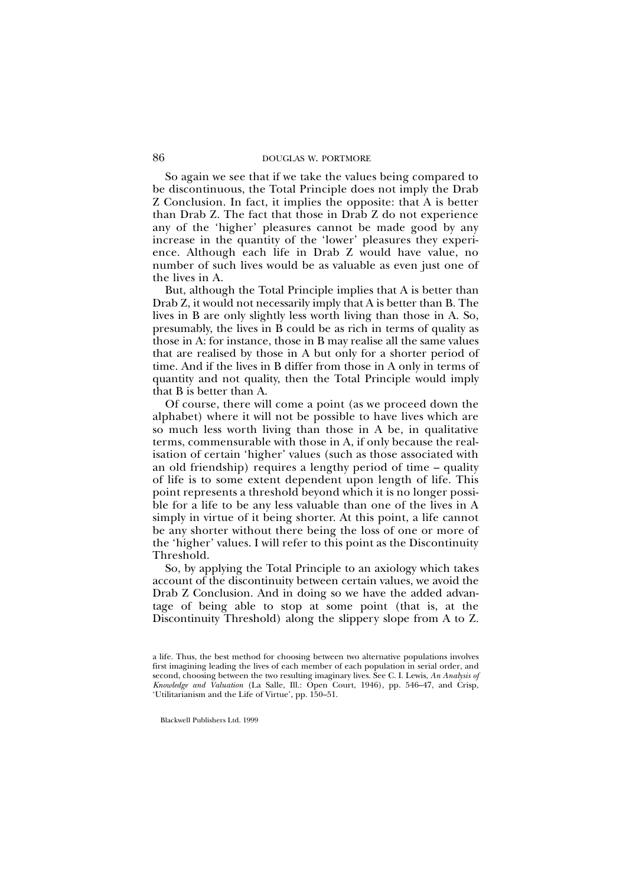So again we see that if we take the values being compared to be discontinuous, the Total Principle does not imply the Drab Z Conclusion. In fact, it implies the opposite: that A is better than Drab Z. The fact that those in Drab Z do not experience any of the 'higher' pleasures cannot be made good by any increase in the quantity of the 'lower' pleasures they experience. Although each life in Drab Z would have value, no number of such lives would be as valuable as even just one of the lives in A.

But, although the Total Principle implies that A is better than Drab Z, it would not necessarily imply that A is better than B. The lives in B are only slightly less worth living than those in A. So, presumably, the lives in B could be as rich in terms of quality as those in A: for instance, those in B may realise all the same values that are realised by those in A but only for a shorter period of time. And if the lives in B differ from those in A only in terms of quantity and not quality, then the Total Principle would imply that B is better than A.

Of course, there will come a point (as we proceed down the alphabet) where it will not be possible to have lives which are so much less worth living than those in A be, in qualitative terms, commensurable with those in A, if only because the realisation of certain 'higher' values (such as those associated with an old friendship) requires a lengthy period of time – quality of life is to some extent dependent upon length of life. This point represents a threshold beyond which it is no longer possible for a life to be any less valuable than one of the lives in A simply in virtue of it being shorter. At this point, a life cannot be any shorter without there being the loss of one or more of the 'higher' values. I will refer to this point as the Discontinuity Threshold.

So, by applying the Total Principle to an axiology which takes account of the discontinuity between certain values, we avoid the Drab Z Conclusion. And in doing so we have the added advantage of being able to stop at some point (that is, at the Discontinuity Threshold) along the slippery slope from A to Z.

a life. Thus, the best method for choosing between two alternative populations involves first imagining leading the lives of each member of each population in serial order, and second, choosing between the two resulting imaginary lives. See C. I. Lewis, *An Analysis of Knowledge and Valuation* (La Salle, Ill.: Open Court, 1946), pp. 546–47, and Crisp, 'Utilitarianism and the Life of Virtue', pp. 150–51.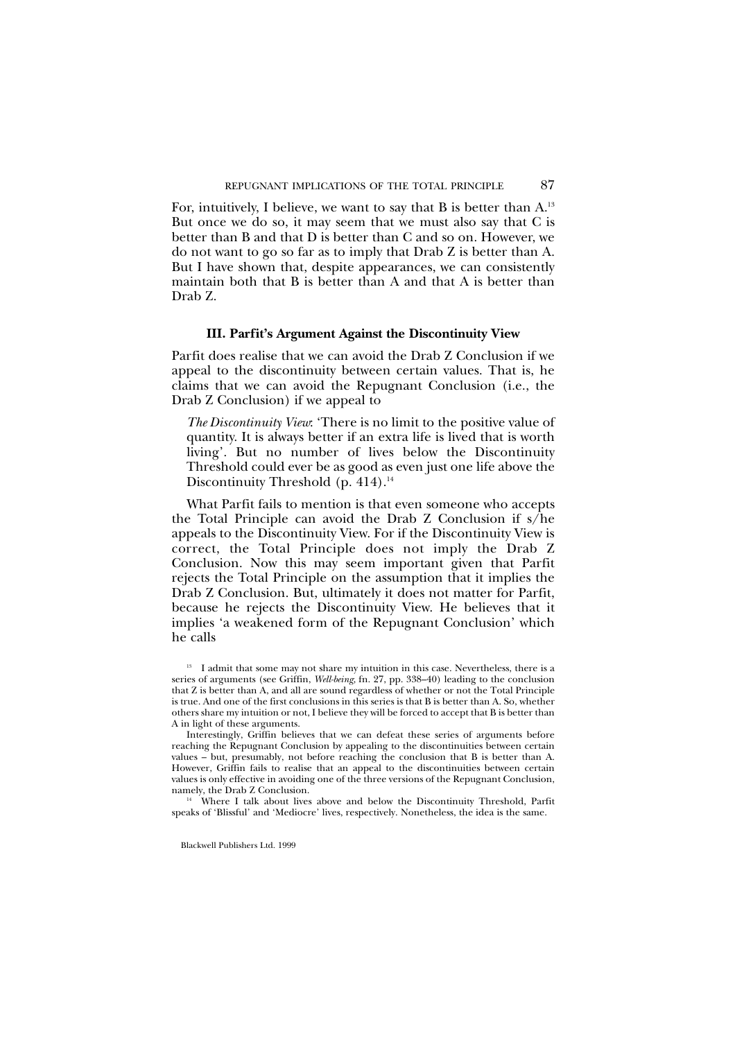For, intuitively, I believe, we want to say that B is better than A.[13] But once we do so, it may seem that we must also say that C is better than B and that D is better than C and so on. However, we do not want to go so far as to imply that Drab Z is better than A. But I have shown that, despite appearances, we can consistently maintain both that B is better than A and that A is better than Drab Z.

### III. Parfit's Argument Against the Discontinuity View

Parfit does realise that we can avoid the Drab Z Conclusion if we appeal to the discontinuity between certain values. That is, he claims that we can avoid the Repugnant Conclusion (i.e., the Drab Z Conclusion) if we appeal to

> *The Discontinuity View*: 'There is no limit to the positive value of quantity. It is always better if an extra life is lived that is worth living'. But no number of lives below the Discontinuity Threshold could ever be as good as even just one life above the Discontinuity Threshold (p. 414).[14]

What Parfit fails to mention is that even someone who accepts the Total Principle can avoid the Drab Z Conclusion if s/he appeals to the Discontinuity View. For if the Discontinuity View is correct, the Total Principle does not imply the Drab Z Conclusion. Now this may seem important given that Parfit rejects the Total Principle on the assumption that it implies the Drab Z Conclusion. But, ultimately it does not matter for Parfit, because he rejects the Discontinuity View. He believes that it implies 'a weakened form of the Repugnant Conclusion' which he calls

---

[13] I admit that some may not share my intuition in this case. Nevertheless, there is a series of arguments (see Griffin, *Well-being*, fn. 27, pp. 338–40) leading to the conclusion that Z is better than A, and all are sound regardless of whether or not the Total Principle is true. And one of the first conclusions in this series is that B is better than A. So, whether others share my intuition or not, I believe they will be forced to accept that B is better than A in light of these arguments.

Interestingly, Griffin believes that we can defeat these series of arguments before reaching the Repugnant Conclusion by appealing to the discontinuities between certain values – but, presumably, not before reaching the conclusion that B is better than A. However, Griffin fails to realise that an appeal to the discontinuities between certain values is only effective in avoiding one of the three versions of the Repugnant Conclusion, namely, the Drab Z Conclusion.

[14] Where I talk about lives above and below the Discontinuity Threshold, Parfit speaks of 'Blissful' and 'Mediocre' lives, respectively. Nonetheless, the idea is the same.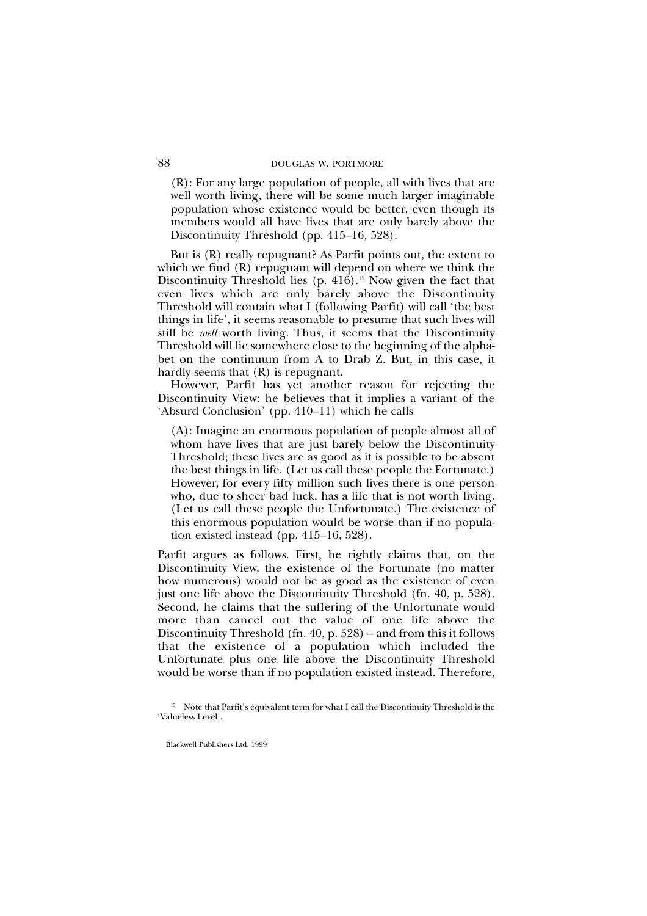(R): For any large population of people, all with lives that are well worth living, there will be some much larger imaginable population whose existence would be better, even though its members would all have lives that are only barely above the Discontinuity Threshold (pp. 415–16, 528).

But is (R) really repugnant? As Parfit points out, the extent to which we find (R) repugnant will depend on where we think the Discontinuity Threshold lies (p. 416).[15] Now given the fact that even lives which are only barely above the Discontinuity Threshold will contain what I (following Parfit) will call 'the best things in life', it seems reasonable to presume that such lives will still be *well* worth living. Thus, it seems that the Discontinuity Threshold will lie somewhere close to the beginning of the alphabet on the continuum from A to Drab Z. But, in this case, it hardly seems that (R) is repugnant.

However, Parfit has yet another reason for rejecting the Discontinuity View: he believes that it implies a variant of the 'Absurd Conclusion' (pp. 410–11) which he calls

(A): Imagine an enormous population of people almost all of whom have lives that are just barely below the Discontinuity Threshold; these lives are as good as it is possible to be absent the best things in life. (Let us call these people the Fortunate.) However, for every fifty million such lives there is one person who, due to sheer bad luck, has a life that is not worth living. (Let us call these people the Unfortunate.) The existence of this enormous population would be worse than if no population existed instead (pp. 415–16, 528).

Parfit argues as follows. First, he rightly claims that, on the Discontinuity View, the existence of the Fortunate (no matter how numerous) would not be as good as the existence of even just one life above the Discontinuity Threshold (fn. 40, p. 528). Second, he claims that the suffering of the Unfortunate would more than cancel out the value of one life above the Discontinuity Threshold (fn. 40, p. 528) – and from this it follows that the existence of a population which included the Unfortunate plus one life above the Discontinuity Threshold would be worse than if no population existed instead. Therefore,

[15] Note that Parfit's equivalent term for what I call the Discontinuity Threshold is the 'Valueless Level'.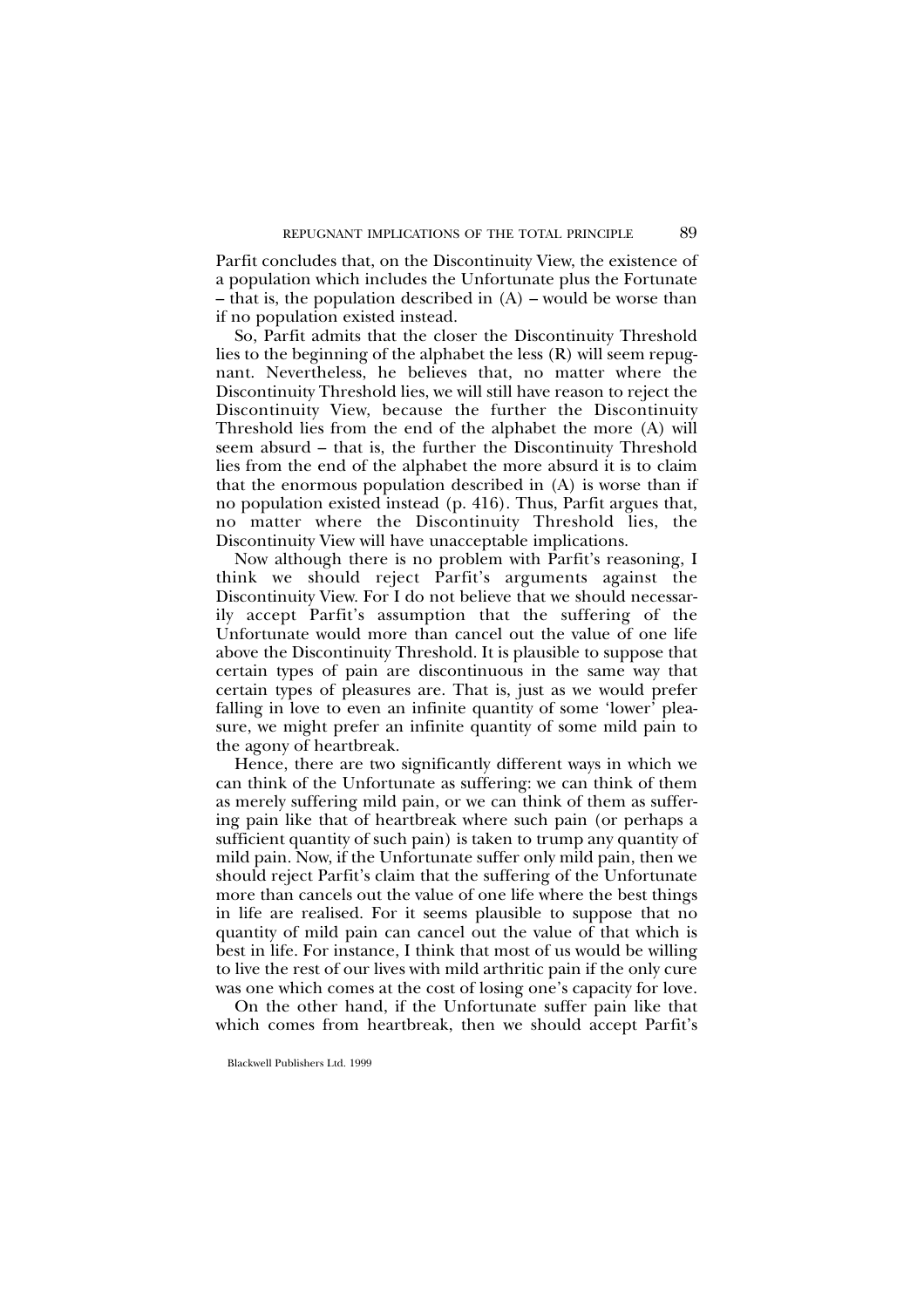Parfit concludes that, on the Discontinuity View, the existence of a population which includes the Unfortunate plus the Fortunate – that is, the population described in (A) – would be worse than if no population existed instead.

So, Parfit admits that the closer the Discontinuity Threshold lies to the beginning of the alphabet the less (R) will seem repugnant. Nevertheless, he believes that, no matter where the Discontinuity Threshold lies, we will still have reason to reject the Discontinuity View, because the further the Discontinuity Threshold lies from the end of the alphabet the more (A) will seem absurd – that is, the further the Discontinuity Threshold lies from the end of the alphabet the more absurd it is to claim that the enormous population described in (A) is worse than if no population existed instead (p. 416). Thus, Parfit argues that, no matter where the Discontinuity Threshold lies, the Discontinuity View will have unacceptable implications.

Now although there is no problem with Parfit's reasoning, I think we should reject Parfit's arguments against the Discontinuity View. For I do not believe that we should necessarily accept Parfit's assumption that the suffering of the Unfortunate would more than cancel out the value of one life above the Discontinuity Threshold. It is plausible to suppose that certain types of pain are discontinuous in the same way that certain types of pleasures are. That is, just as we would prefer falling in love to even an infinite quantity of some 'lower' pleasure, we might prefer an infinite quantity of some mild pain to the agony of heartbreak.

Hence, there are two significantly different ways in which we can think of the Unfortunate as suffering: we can think of them as merely suffering mild pain, or we can think of them as suffering pain like that of heartbreak where such pain (or perhaps a sufficient quantity of such pain) is taken to trump any quantity of mild pain. Now, if the Unfortunate suffer only mild pain, then we should reject Parfit's claim that the suffering of the Unfortunate more than cancels out the value of one life where the best things in life are realised. For it seems plausible to suppose that no quantity of mild pain can cancel out the value of that which is best in life. For instance, I think that most of us would be willing to live the rest of our lives with mild arthritic pain if the only cure was one which comes at the cost of losing one's capacity for love.

On the other hand, if the Unfortunate suffer pain like that which comes from heartbreak, then we should accept Parfit's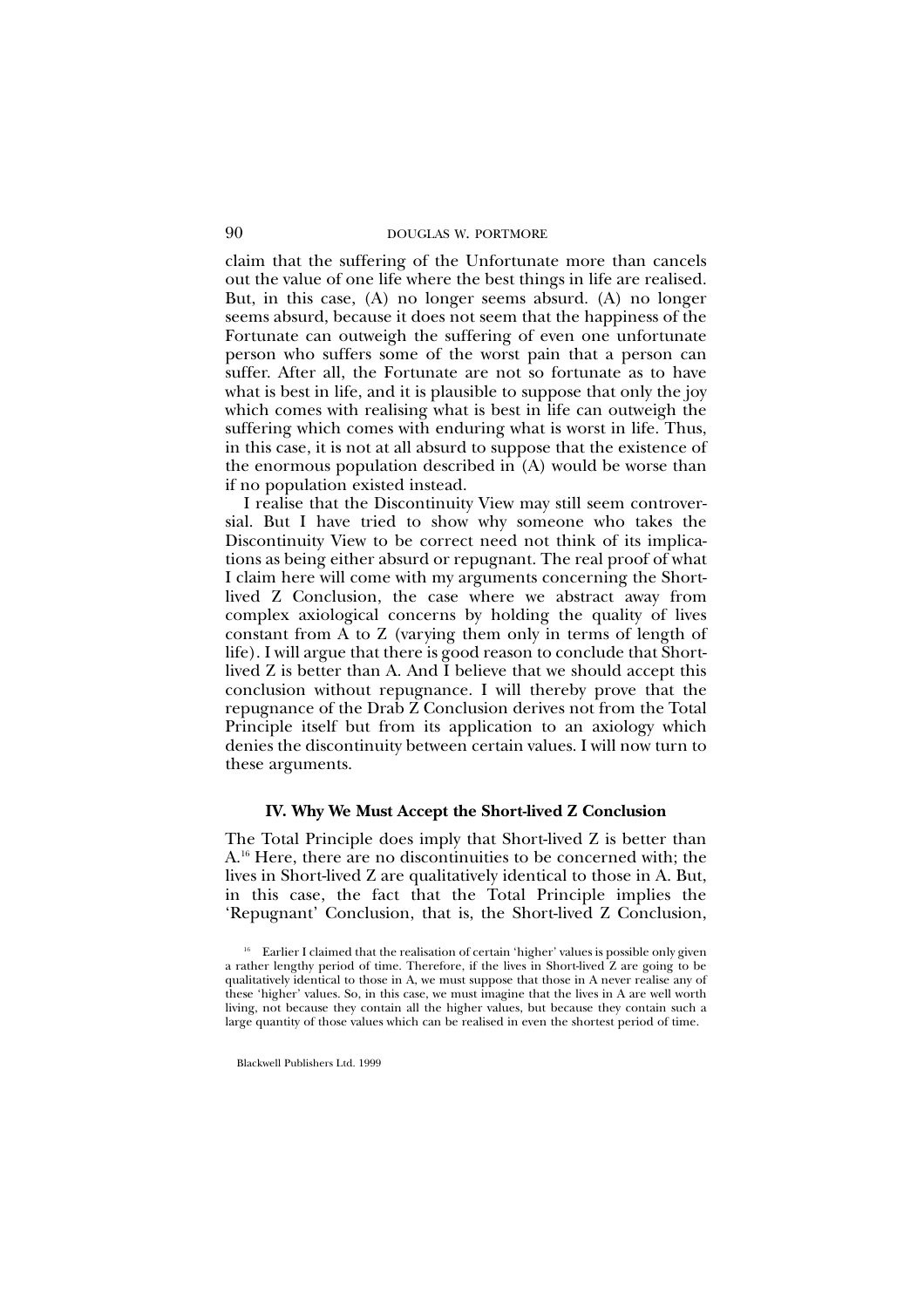claim that the suffering of the Unfortunate more than cancels out the value of one life where the best things in life are realised. But, in this case, (A) no longer seems absurd. (A) no longer seems absurd, because it does not seem that the happiness of the Fortunate can outweigh the suffering of even one unfortunate person who suffers some of the worst pain that a person can suffer. After all, the Fortunate are not so fortunate as to have what is best in life, and it is plausible to suppose that only the joy which comes with realising what is best in life can outweigh the suffering which comes with enduring what is worst in life. Thus, in this case, it is not at all absurd to suppose that the existence of the enormous population described in (A) would be worse than if no population existed instead.

I realise that the Discontinuity View may still seem controversial. But I have tried to show why someone who takes the Discontinuity View to be correct need not think of its implications as being either absurd or repugnant. The real proof of what I claim here will come with my arguments concerning the Short-lived Z Conclusion, the case where we abstract away from complex axiological concerns by holding the quality of lives constant from A to Z (varying them only in terms of length of life). I will argue that there is good reason to conclude that Short-lived Z is better than A. And I believe that we should accept this conclusion without repugnance. I will thereby prove that the repugnance of the Drab Z Conclusion derives not from the Total Principle itself but from its application to an axiology which denies the discontinuity between certain values. I will now turn to these arguments.

## IV. Why We Must Accept the Short-lived Z Conclusion

The Total Principle does imply that Short-lived Z is better than A.[16] Here, there are no discontinuities to be concerned with; the lives in Short-lived Z are qualitatively identical to those in A. But, in this case, the fact that the Total Principle implies the 'Repugnant' Conclusion, that is, the Short-lived Z Conclusion,

[16] Earlier I claimed that the realisation of certain 'higher' values is possible only given a rather lengthy period of time. Therefore, if the lives in Short-lived Z are going to be qualitatively identical to those in A, we must suppose that those in A never realise any of these 'higher' values. So, in this case, we must imagine that the lives in A are well worth living, not because they contain all the higher values, but because they contain such a large quantity of those values which can be realised in even the shortest period of time.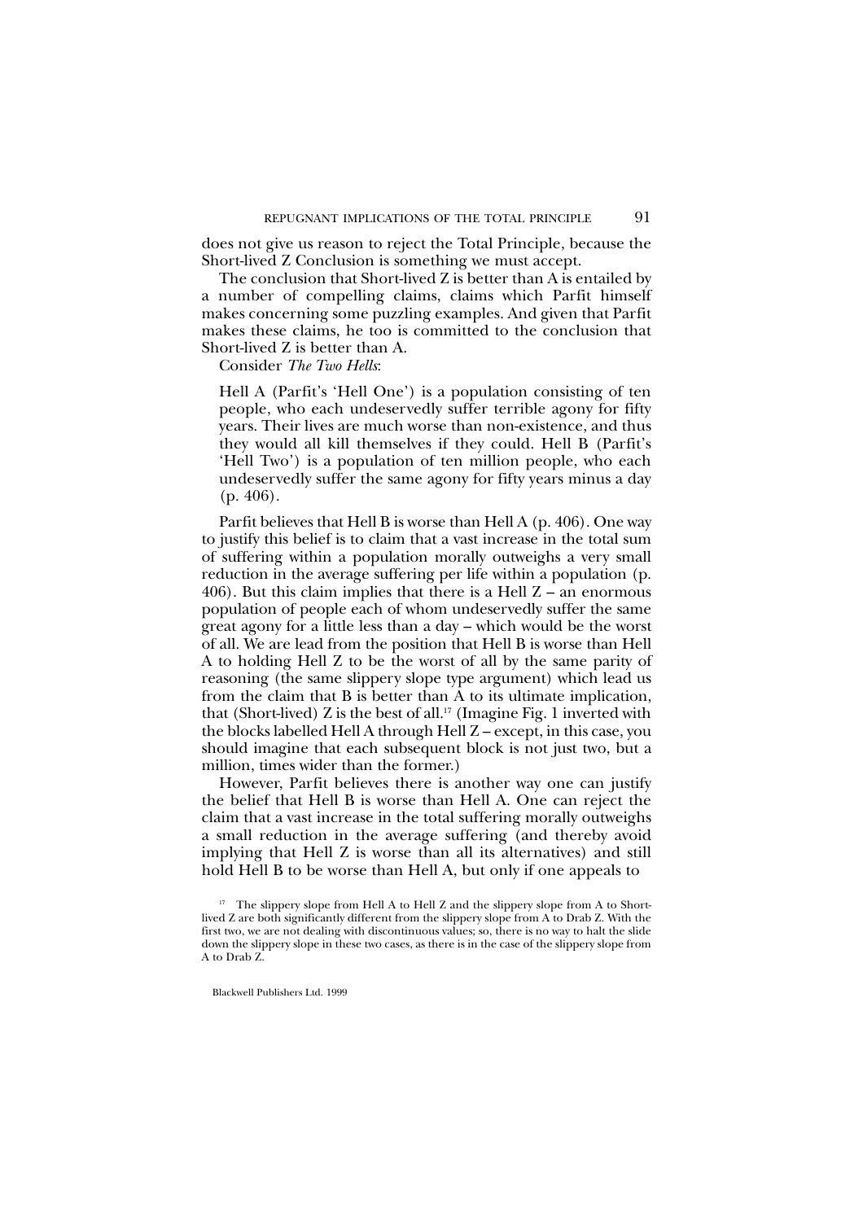does not give us reason to reject the Total Principle, because the Short-lived Z Conclusion is something we must accept.

The conclusion that Short-lived Z is better than A is entailed by a number of compelling claims, claims which Parfit himself makes concerning some puzzling examples. And given that Parfit makes these claims, he too is committed to the conclusion that Short-lived Z is better than A.

Consider *The Two Hells*:

> Hell A (Parfit's 'Hell One') is a population consisting of ten people, who each undeservedly suffer terrible agony for fifty years. Their lives are much worse than non-existence, and thus they would all kill themselves if they could. Hell B (Parfit's 'Hell Two') is a population of ten million people, who each undeservedly suffer the same agony for fifty years minus a day (p. 406).

Parfit believes that Hell B is worse than Hell A (p. 406). One way to justify this belief is to claim that a vast increase in the total sum of suffering within a population morally outweighs a very small reduction in the average suffering per life within a population (p. 406). But this claim implies that there is a Hell Z – an enormous population of people each of whom undeservedly suffer the same great agony for a little less than a day – which would be the worst of all. We are lead from the position that Hell B is worse than Hell A to holding Hell Z to be the worst of all by the same parity of reasoning (the same slippery slope type argument) which lead us from the claim that B is better than A to its ultimate implication, that (Short-lived) Z is the best of all.[17] (Imagine Fig. 1 inverted with the blocks labelled Hell A through Hell Z – except, in this case, you should imagine that each subsequent block is not just two, but a million, times wider than the former.)

However, Parfit believes there is another way one can justify the belief that Hell B is worse than Hell A. One can reject the claim that a vast increase in the total suffering morally outweighs a small reduction in the average suffering (and thereby avoid implying that Hell Z is worse than all its alternatives) and still hold Hell B to be worse than Hell A, but only if one appeals to

[17] The slippery slope from Hell A to Hell Z and the slippery slope from A to Short-lived Z are both significantly different from the slippery slope from A to Drab Z. With the first two, we are not dealing with discontinuous values; so, there is no way to halt the slide down the slippery slope in these two cases, as there is in the case of the slippery slope from A to Drab Z.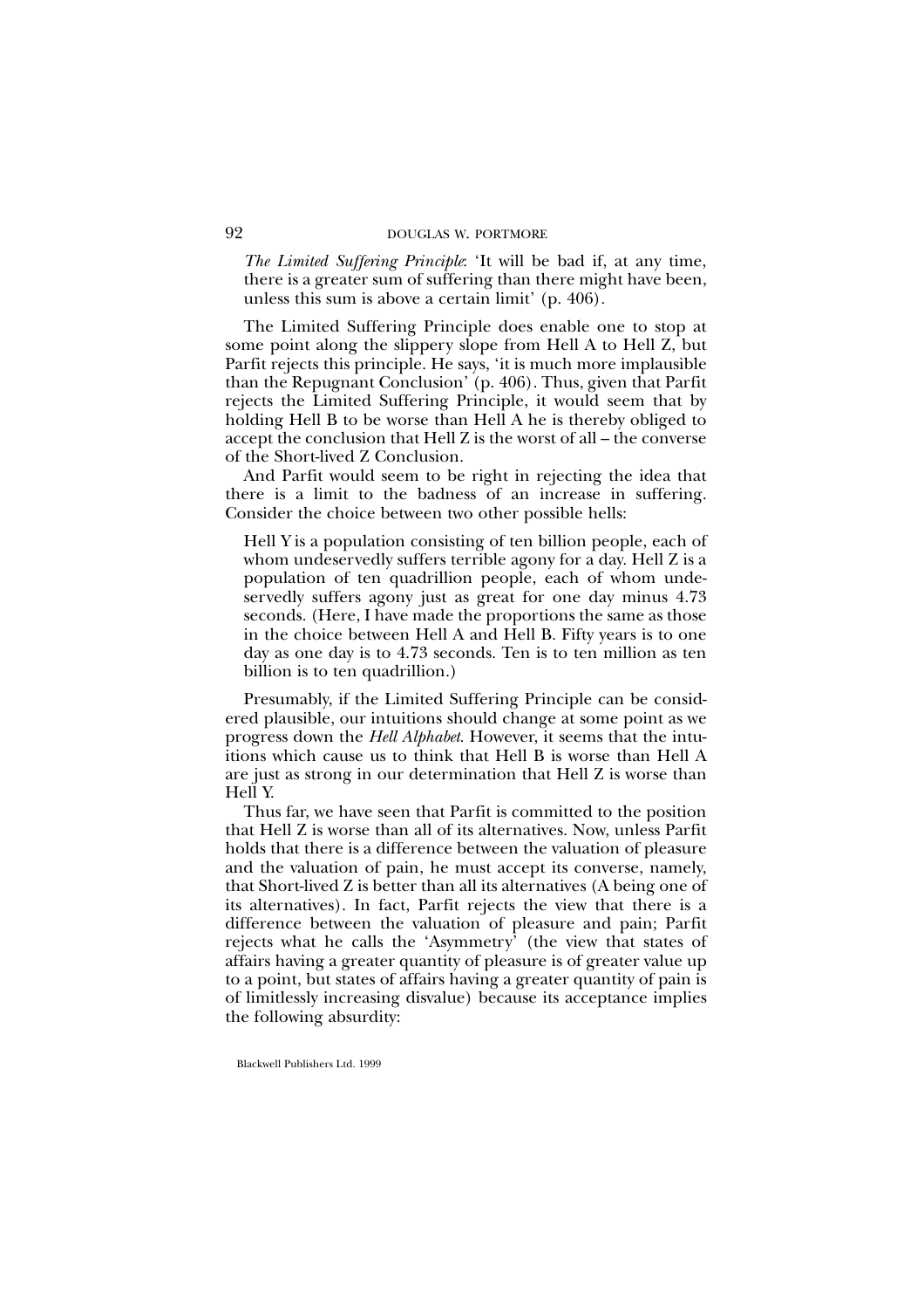*The Limited Suffering Principle*: 'It will be bad if, at any time, there is a greater sum of suffering than there might have been, unless this sum is above a certain limit' (p. 406).

The Limited Suffering Principle does enable one to stop at some point along the slippery slope from Hell A to Hell Z, but Parfit rejects this principle. He says, 'it is much more implausible than the Repugnant Conclusion' (p. 406). Thus, given that Parfit rejects the Limited Suffering Principle, it would seem that by holding Hell B to be worse than Hell A he is thereby obliged to accept the conclusion that Hell Z is the worst of all – the converse of the Short-lived Z Conclusion.

And Parfit would seem to be right in rejecting the idea that there is a limit to the badness of an increase in suffering. Consider the choice between two other possible hells:

> Hell Y is a population consisting of ten billion people, each of whom undeservedly suffers terrible agony for a day. Hell Z is a population of ten quadrillion people, each of whom undeservedly suffers agony just as great for one day minus 4.73 seconds. (Here, I have made the proportions the same as those in the choice between Hell A and Hell B. Fifty years is to one day as one day is to 4.73 seconds. Ten is to ten million as ten billion is to ten quadrillion.)

Presumably, if the Limited Suffering Principle can be considered plausible, our intuitions should change at some point as we progress down the *Hell Alphabet*. However, it seems that the intuitions which cause us to think that Hell B is worse than Hell A are just as strong in our determination that Hell Z is worse than Hell Y.

Thus far, we have seen that Parfit is committed to the position that Hell Z is worse than all of its alternatives. Now, unless Parfit holds that there is a difference between the valuation of pleasure and the valuation of pain, he must accept its converse, namely, that Short-lived Z is better than all its alternatives (A being one of its alternatives). In fact, Parfit rejects the view that there is a difference between the valuation of pleasure and pain; Parfit rejects what he calls the 'Asymmetry' (the view that states of affairs having a greater quantity of pleasure is of greater value up to a point, but states of affairs having a greater quantity of pain is of limitlessly increasing disvalue) because its acceptance implies the following absurdity: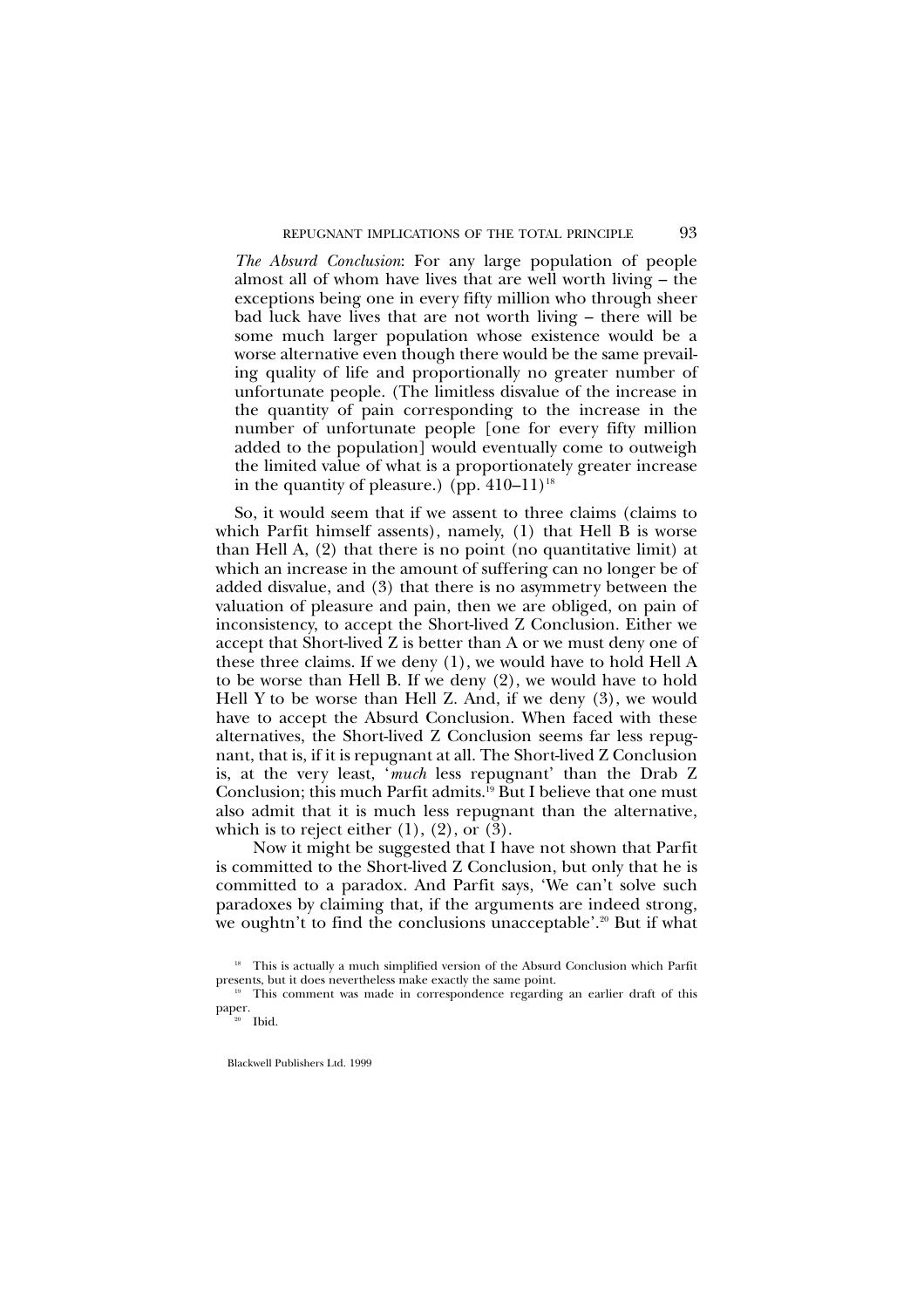*The Absurd Conclusion*: For any large population of people almost all of whom have lives that are well worth living – the exceptions being one in every fifty million who through sheer bad luck have lives that are not worth living – there will be some much larger population whose existence would be a worse alternative even though there would be the same prevailing quality of life and proportionally no greater number of unfortunate people. (The limitless disvalue of the increase in the quantity of pain corresponding to the increase in the number of unfortunate people [one for every fifty million added to the population] would eventually come to outweigh the limited value of what is a proportionately greater increase in the quantity of pleasure.) (pp. 410–11)[18]

So, it would seem that if we assent to three claims (claims to which Parfit himself assents), namely, (1) that Hell B is worse than Hell A, (2) that there is no point (no quantitative limit) at which an increase in the amount of suffering can no longer be of added disvalue, and (3) that there is no asymmetry between the valuation of pleasure and pain, then we are obliged, on pain of inconsistency, to accept the Short-lived Z Conclusion. Either we accept that Short-lived Z is better than A or we must deny one of these three claims. If we deny (1), we would have to hold Hell A to be worse than Hell B. If we deny (2), we would have to hold Hell Y to be worse than Hell Z. And, if we deny (3), we would have to accept the Absurd Conclusion. When faced with these alternatives, the Short-lived Z Conclusion seems far less repugnant, that is, if it is repugnant at all. The Short-lived Z Conclusion is, at the very least, '*much* less repugnant' than the Drab Z Conclusion; this much Parfit admits.[19] But I believe that one must also admit that it is much less repugnant than the alternative, which is to reject either (1), (2), or (3).

Now it might be suggested that I have not shown that Parfit is committed to the Short-lived Z Conclusion, but only that he is committed to a paradox. And Parfit says, 'We can't solve such paradoxes by claiming that, if the arguments are indeed strong, we oughtn't to find the conclusions unacceptable'.[20] But if what

---

[18] This is actually a much simplified version of the Absurd Conclusion which Parfit presents, but it does nevertheless make exactly the same point.

[19] This comment was made in correspondence regarding an earlier draft of this paper.

[20] Ibid.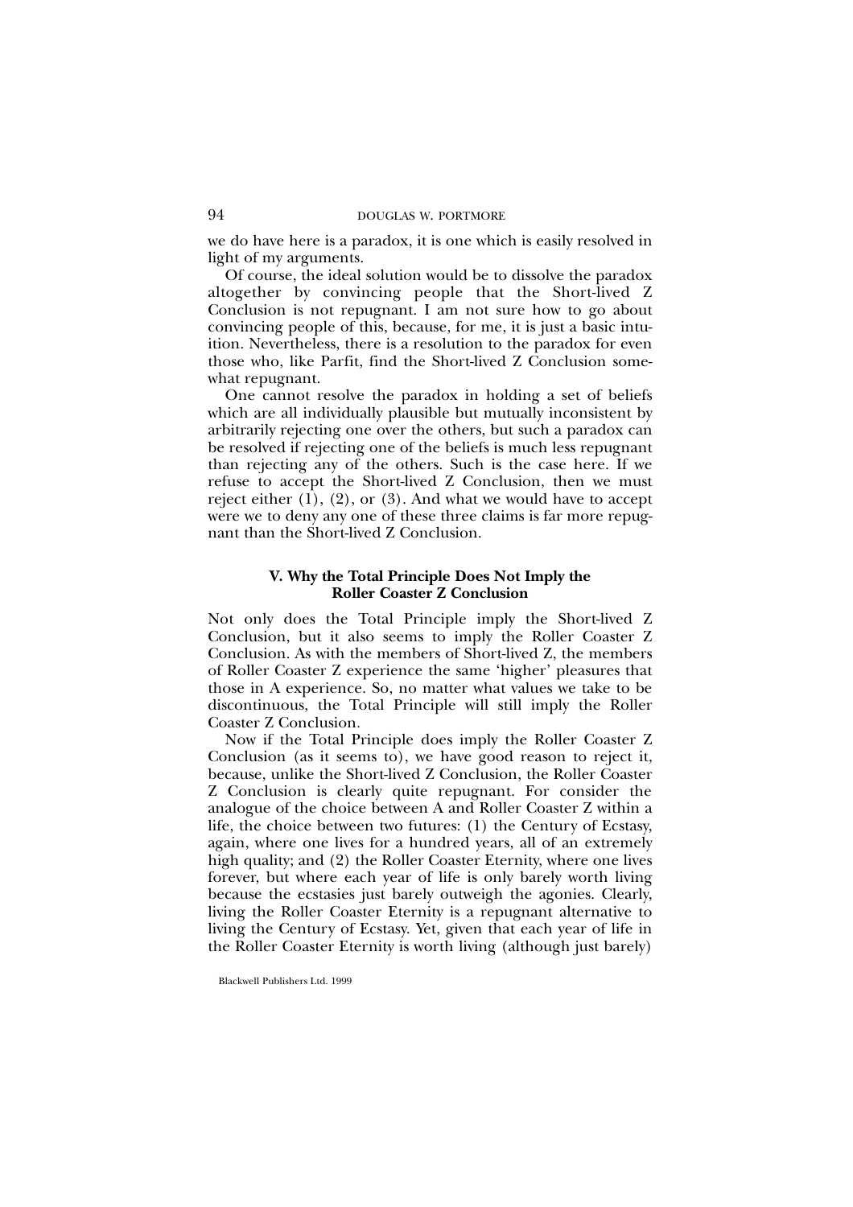we do have here is a paradox, it is one which is easily resolved in light of my arguments.

Of course, the ideal solution would be to dissolve the paradox altogether by convincing people that the Short-lived Z Conclusion is not repugnant. I am not sure how to go about convincing people of this, because, for me, it is just a basic intuition. Nevertheless, there is a resolution to the paradox for even those who, like Parfit, find the Short-lived Z Conclusion somewhat repugnant.

One cannot resolve the paradox in holding a set of beliefs which are all individually plausible but mutually inconsistent by arbitrarily rejecting one over the others, but such a paradox can be resolved if rejecting one of the beliefs is much less repugnant than rejecting any of the others. Such is the case here. If we refuse to accept the Short-lived Z Conclusion, then we must reject either (1), (2), or (3). And what we would have to accept were we to deny any one of these three claims is far more repugnant than the Short-lived Z Conclusion.

## V. Why the Total Principle Does Not Imply the Roller Coaster Z Conclusion

Not only does the Total Principle imply the Short-lived Z Conclusion, but it also seems to imply the Roller Coaster Z Conclusion. As with the members of Short-lived Z, the members of Roller Coaster Z experience the same 'higher' pleasures that those in A experience. So, no matter what values we take to be discontinuous, the Total Principle will still imply the Roller Coaster Z Conclusion.

Now if the Total Principle does imply the Roller Coaster Z Conclusion (as it seems to), we have good reason to reject it, because, unlike the Short-lived Z Conclusion, the Roller Coaster Z Conclusion is clearly quite repugnant. For consider the analogue of the choice between A and Roller Coaster Z within a life, the choice between two futures: (1) the Century of Ecstasy, again, where one lives for a hundred years, all of an extremely high quality; and (2) the Roller Coaster Eternity, where one lives forever, but where each year of life is only barely worth living because the ecstasies just barely outweigh the agonies. Clearly, living the Roller Coaster Eternity is a repugnant alternative to living the Century of Ecstasy. Yet, given that each year of life in the Roller Coaster Eternity is worth living (although just barely)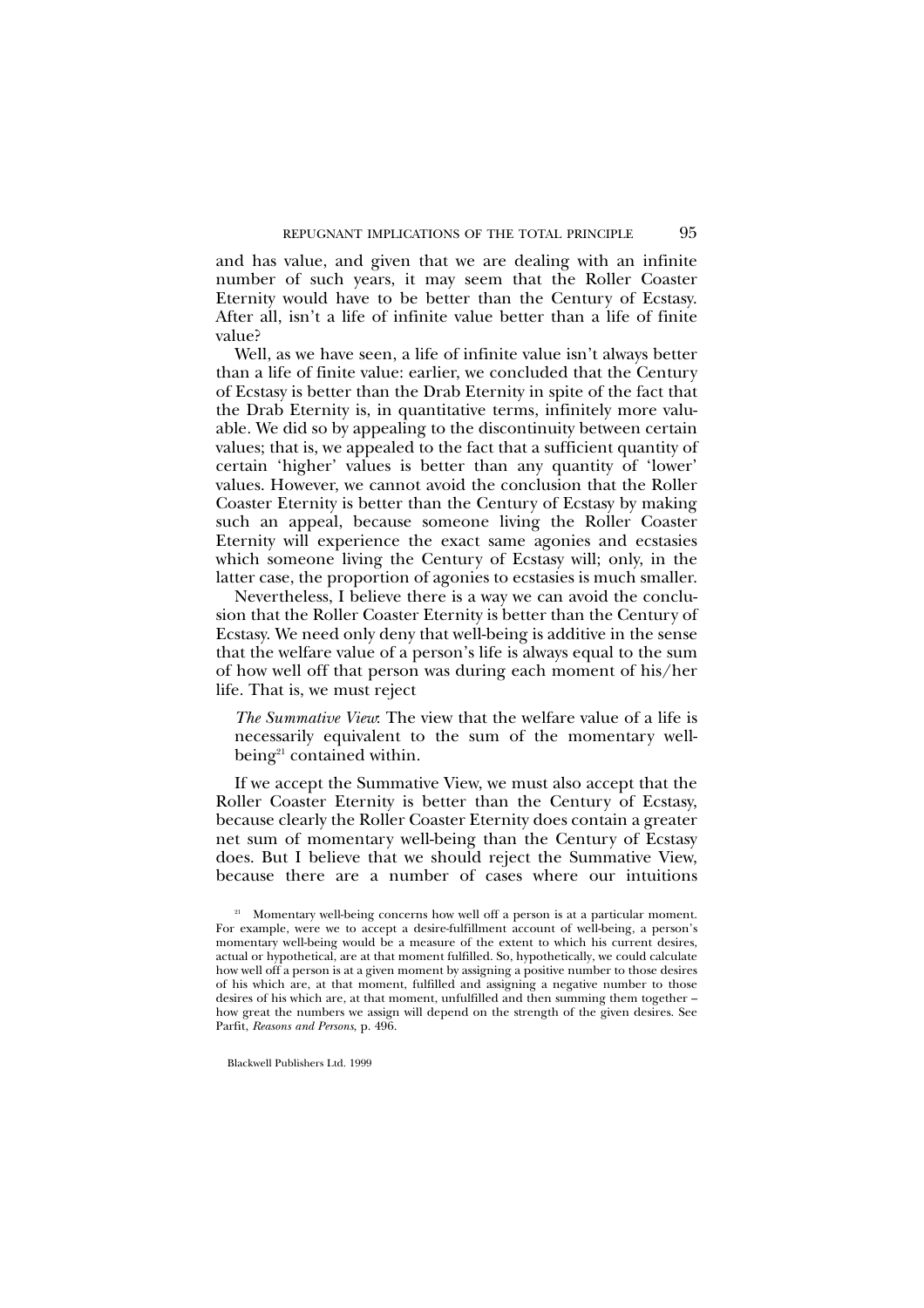and has value, and given that we are dealing with an infinite number of such years, it may seem that the Roller Coaster Eternity would have to be better than the Century of Ecstasy. After all, isn't a life of infinite value better than a life of finite value?

Well, as we have seen, a life of infinite value isn't always better than a life of finite value: earlier, we concluded that the Century of Ecstasy is better than the Drab Eternity in spite of the fact that the Drab Eternity is, in quantitative terms, infinitely more valuable. We did so by appealing to the discontinuity between certain values; that is, we appealed to the fact that a sufficient quantity of certain 'higher' values is better than any quantity of 'lower' values. However, we cannot avoid the conclusion that the Roller Coaster Eternity is better than the Century of Ecstasy by making such an appeal, because someone living the Roller Coaster Eternity will experience the exact same agonies and ecstasies which someone living the Century of Ecstasy will; only, in the latter case, the proportion of agonies to ecstasies is much smaller.

Nevertheless, I believe there is a way we can avoid the conclusion that the Roller Coaster Eternity is better than the Century of Ecstasy. We need only deny that well-being is additive in the sense that the welfare value of a person's life is always equal to the sum of how well off that person was during each moment of his/her life. That is, we must reject

> *The Summative View*: The view that the welfare value of a life is necessarily equivalent to the sum of the momentary well-being[21] contained within.

If we accept the Summative View, we must also accept that the Roller Coaster Eternity is better than the Century of Ecstasy, because clearly the Roller Coaster Eternity does contain a greater net sum of momentary well-being than the Century of Ecstasy does. But I believe that we should reject the Summative View, because there are a number of cases where our intuitions

[21] Momentary well-being concerns how well off a person is at a particular moment. For example, were we to accept a desire-fulfillment account of well-being, a person's momentary well-being would be a measure of the extent to which his current desires, actual or hypothetical, are at that moment fulfilled. So, hypothetically, we could calculate how well off a person is at a given moment by assigning a positive number to those desires of his which are, at that moment, fulfilled and assigning a negative number to those desires of his which are, at that moment, unfulfilled and then summing them together – how great the numbers we assign will depend on the strength of the given desires. See Parfit, *Reasons and Persons*, p. 496.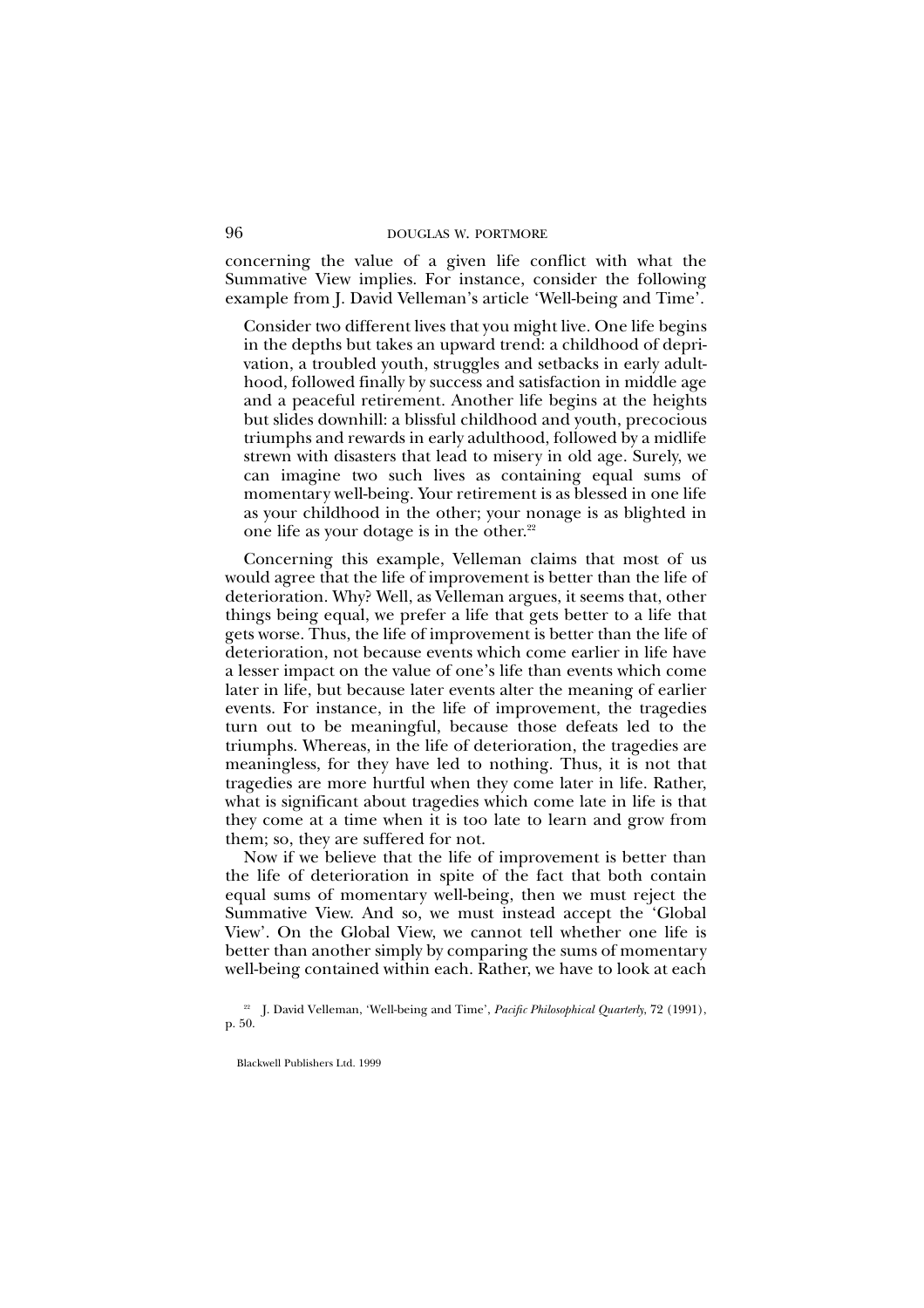concerning the value of a given life conflict with what the Summative View implies. For instance, consider the following example from J. David Velleman's article 'Well-being and Time'.

> Consider two different lives that you might live. One life begins in the depths but takes an upward trend: a childhood of deprivation, a troubled youth, struggles and setbacks in early adulthood, followed finally by success and satisfaction in middle age and a peaceful retirement. Another life begins at the heights but slides downhill: a blissful childhood and youth, precocious triumphs and rewards in early adulthood, followed by a midlife strewn with disasters that lead to misery in old age. Surely, we can imagine two such lives as containing equal sums of momentary well-being. Your retirement is as blessed in one life as your childhood in the other; your nonage is as blighted in one life as your dotage is in the other.[22]

Concerning this example, Velleman claims that most of us would agree that the life of improvement is better than the life of deterioration. Why? Well, as Velleman argues, it seems that, other things being equal, we prefer a life that gets better to a life that gets worse. Thus, the life of improvement is better than the life of deterioration, not because events which come earlier in life have a lesser impact on the value of one's life than events which come later in life, but because later events alter the meaning of earlier events. For instance, in the life of improvement, the tragedies turn out to be meaningful, because those defeats led to the triumphs. Whereas, in the life of deterioration, the tragedies are meaningless, for they have led to nothing. Thus, it is not that tragedies are more hurtful when they come later in life. Rather, what is significant about tragedies which come late in life is that they come at a time when it is too late to learn and grow from them; so, they are suffered for not.

Now if we believe that the life of improvement is better than the life of deterioration in spite of the fact that both contain equal sums of momentary well-being, then we must reject the Summative View. And so, we must instead accept the 'Global View'. On the Global View, we cannot tell whether one life is better than another simply by comparing the sums of momentary well-being contained within each. Rather, we have to look at each

[22] J. David Velleman, 'Well-being and Time', *Pacific Philosophical Quarterly*, 72 (1991), p. 50.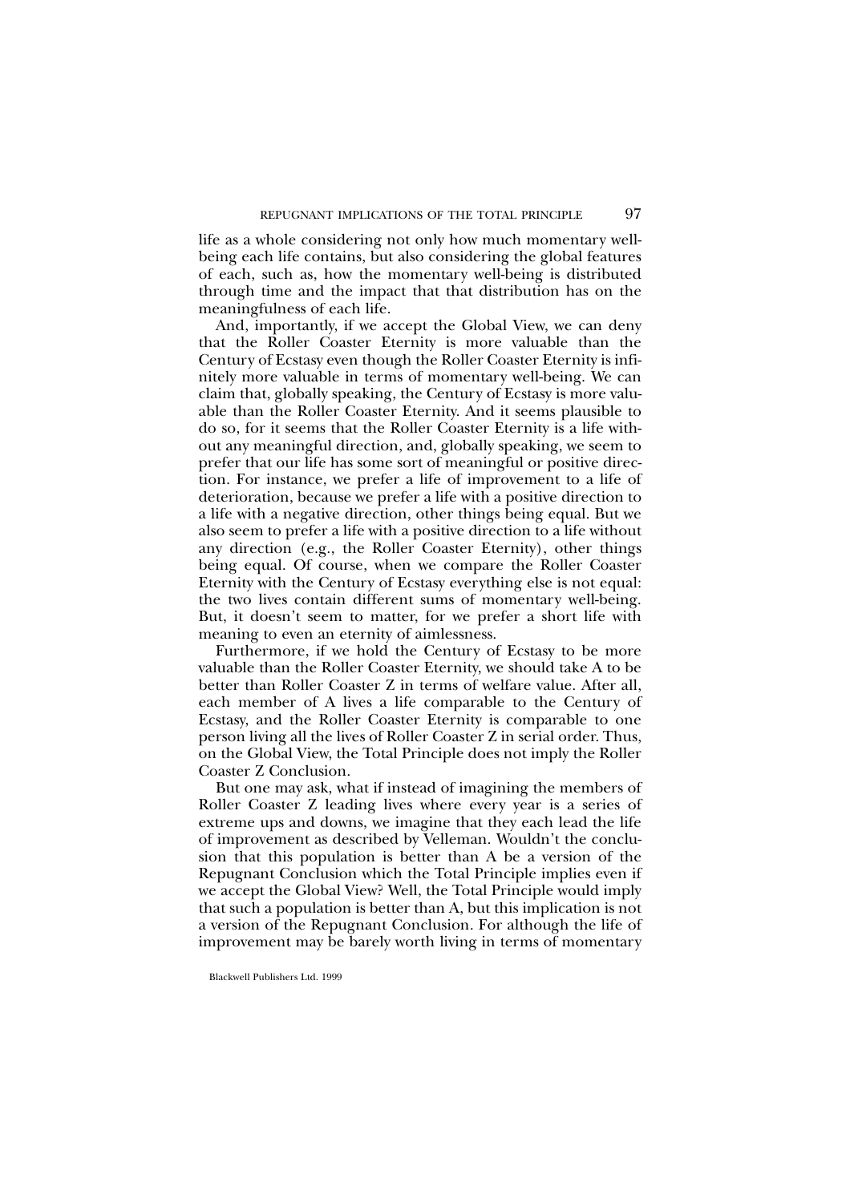life as a whole considering not only how much momentary well-being each life contains, but also considering the global features of each, such as, how the momentary well-being is distributed through time and the impact that that distribution has on the meaningfulness of each life.

And, importantly, if we accept the Global View, we can deny that the Roller Coaster Eternity is more valuable than the Century of Ecstasy even though the Roller Coaster Eternity is infinitely more valuable in terms of momentary well-being. We can claim that, globally speaking, the Century of Ecstasy is more valuable than the Roller Coaster Eternity. And it seems plausible to do so, for it seems that the Roller Coaster Eternity is a life without any meaningful direction, and, globally speaking, we seem to prefer that our life has some sort of meaningful or positive direction. For instance, we prefer a life of improvement to a life of deterioration, because we prefer a life with a positive direction to a life with a negative direction, other things being equal. But we also seem to prefer a life with a positive direction to a life without any direction (e.g., the Roller Coaster Eternity), other things being equal. Of course, when we compare the Roller Coaster Eternity with the Century of Ecstasy everything else is not equal: the two lives contain different sums of momentary well-being. But, it doesn't seem to matter, for we prefer a short life with meaning to even an eternity of aimlessness.

Furthermore, if we hold the Century of Ecstasy to be more valuable than the Roller Coaster Eternity, we should take A to be better than Roller Coaster Z in terms of welfare value. After all, each member of A lives a life comparable to the Century of Ecstasy, and the Roller Coaster Eternity is comparable to one person living all the lives of Roller Coaster Z in serial order. Thus, on the Global View, the Total Principle does not imply the Roller Coaster Z Conclusion.

But one may ask, what if instead of imagining the members of Roller Coaster Z leading lives where every year is a series of extreme ups and downs, we imagine that they each lead the life of improvement as described by Velleman. Wouldn't the conclusion that this population is better than A be a version of the Repugnant Conclusion which the Total Principle implies even if we accept the Global View? Well, the Total Principle would imply that such a population is better than A, but this implication is not a version of the Repugnant Conclusion. For although the life of improvement may be barely worth living in terms of momentary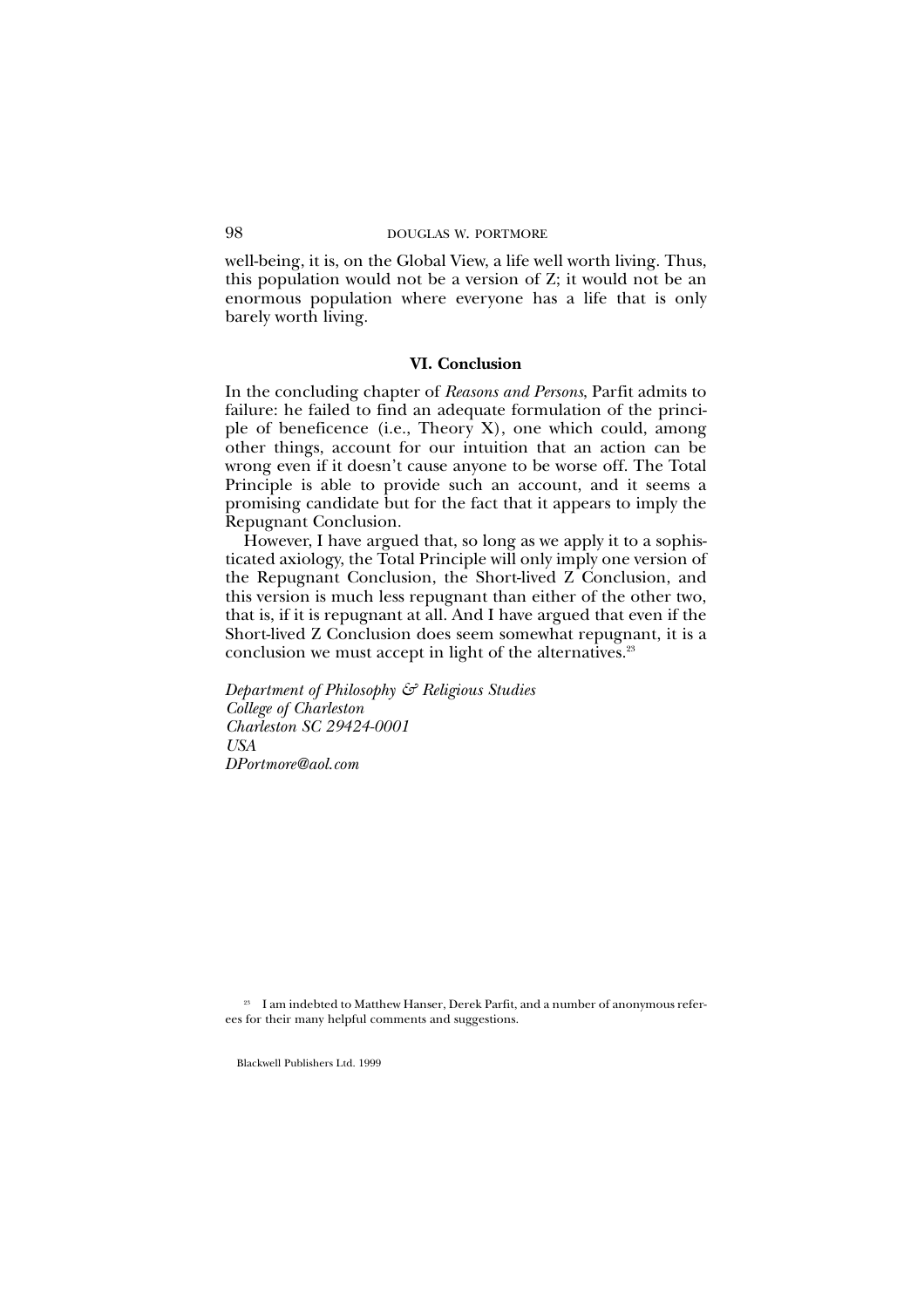well-being, it is, on the Global View, a life well worth living. Thus, this population would not be a version of Z; it would not be an enormous population where everyone has a life that is only barely worth living.

## VI. Conclusion

In the concluding chapter of *Reasons and Persons*, Parfit admits to failure: he failed to find an adequate formulation of the principle of beneficence (i.e., Theory X), one which could, among other things, account for our intuition that an action can be wrong even if it doesn't cause anyone to be worse off. The Total Principle is able to provide such an account, and it seems a promising candidate but for the fact that it appears to imply the Repugnant Conclusion.

However, I have argued that, so long as we apply it to a sophisticated axiology, the Total Principle will only imply one version of the Repugnant Conclusion, the Short-lived Z Conclusion, and this version is much less repugnant than either of the other two, that is, if it is repugnant at all. And I have argued that even if the Short-lived Z Conclusion does seem somewhat repugnant, it is a conclusion we must accept in light of the alternatives.[23]

*Department of Philosophy & Religious Studies*
*College of Charleston*
*Charleston SC 29424-0001*
*USA*
*DPortmore@aol.com*

[23] I am indebted to Matthew Hanser, Derek Parfit, and a number of anonymous referees for their many helpful comments and suggestions.

Blackwell Publishers Ltd. 1999